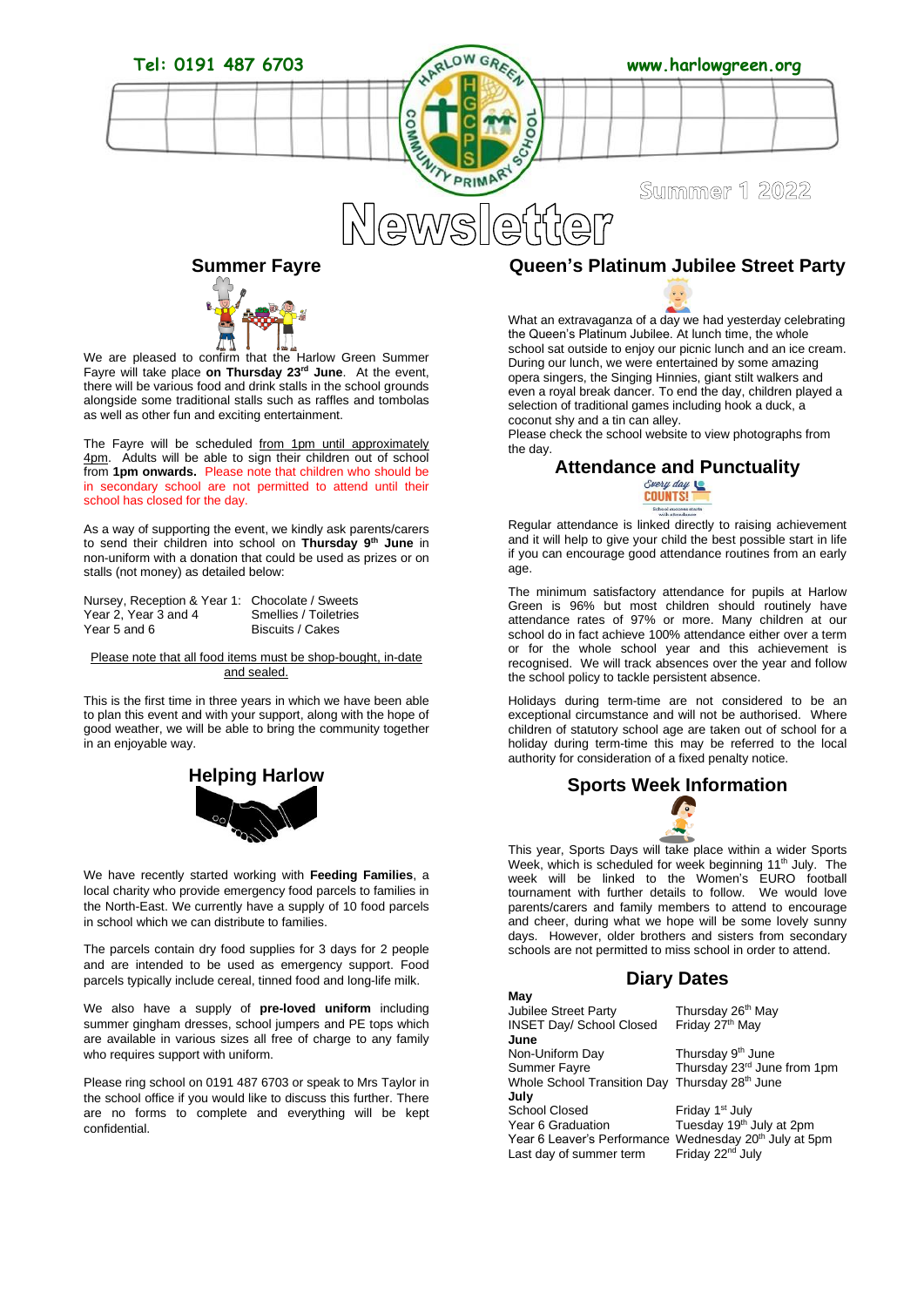Tel: 0191 487 6703

www.harlowgreen.org

Summer 1 2022

# Newsletter

## Summer Fayre

We are pleased to confirm that the Harlow Green Summer Fayre will take place **on Thursday 23rd June**. At the event, there will be various food and drink stalls in the school grounds alongside some traditional stalls such as raffles and tombolas as well as other fun and exciting entertainment.

The Fayre will be scheduled from 1pm until approximately 4pm. Adults will be able to sign their children out of school from **1pm onwards.** Please note that children who should be in secondary school are not permitted to attend until their school has closed for the day.

As a way of supporting the event, we kindly ask parents/carers to send their children into school on **Thursday 9th June** in non-uniform with a donation that could be used as prizes or on stalls (not money) as detailed below:

| | |
|---|---|
| Nursey, Reception & Year 1: | Chocolate / Sweets |
| Year 2, Year 3 and 4 | Smellies / Toiletries |
| Year 5 and 6 | Biscuits / Cakes |

Please note that all food items must be shop-bought, in-date and sealed.

This is the first time in three years in which we have been able to plan this event and with your support, along with the hope of good weather, we will be able to bring the community together in an enjoyable way.

## Helping Harlow

We have recently started working with **Feeding Families**, a local charity who provide emergency food parcels to families in the North-East. We currently have a supply of 10 food parcels in school which we can distribute to families.

The parcels contain dry food supplies for 3 days for 2 people and are intended to be used as emergency support. Food parcels typically include cereal, tinned food and long-life milk.

We also have a supply of **pre-loved uniform** including summer gingham dresses, school jumpers and PE tops which are available in various sizes all free of charge to any family who requires support with uniform.

Please ring school on 0191 487 6703 or speak to Mrs Taylor in the school office if you would like to discuss this further. There are no forms to complete and everything will be kept confidential.

## Queen's Platinum Jubilee Street Party

What an extravaganza of a day we had yesterday celebrating the Queen's Platinum Jubilee. At lunch time, the whole school sat outside to enjoy our picnic lunch and an ice cream. During our lunch, we were entertained by some amazing opera singers, the Singing Hinnies, giant stilt walkers and even a royal break dancer. To end the day, children played a selection of traditional games including hook a duck, a coconut shy and a tin can alley.

Please check the school website to view photographs from the day.

## Attendance and Punctuality

Regular attendance is linked directly to raising achievement and it will help to give your child the best possible start in life if you can encourage good attendance routines from an early age.

The minimum satisfactory attendance for pupils at Harlow Green is 96% but most children should routinely have attendance rates of 97% or more. Many children at our school do in fact achieve 100% attendance either over a term or for the whole school year and this achievement is recognised. We will track absences over the year and follow the school policy to tackle persistent absence.

Holidays during term-time are not considered to be an exceptional circumstance and will not be authorised. Where children of statutory school age are taken out of school for a holiday during term-time this may be referred to the local authority for consideration of a fixed penalty notice.

## Sports Week Information

This year, Sports Days will take place within a wider Sports Week, which is scheduled for week beginning 11th July. The week will be linked to the Women's EURO football tournament with further details to follow. We would love parents/carers and family members to attend to encourage and cheer, during what we hope will be some lovely sunny days. However, older brothers and sisters from secondary schools are not permitted to miss school in order to attend.

## Diary Dates

| | |
|---|---|
| **May** | |
| Jubilee Street Party | Thursday 26th May |
| INSET Day/ School Closed | Friday 27th May |
| **June** | |
| Non-Uniform Day | Thursday 9th June |
| Summer Fayre | Thursday 23rd June from 1pm |
| Whole School Transition Day | Thursday 28th June |
| **July** | |
| School Closed | Friday 1st July |
| Year 6 Graduation | Tuesday 19th July at 2pm |
| Year 6 Leaver's Performance | Wednesday 20th July at 5pm |
| Last day of summer term | Friday 22nd July |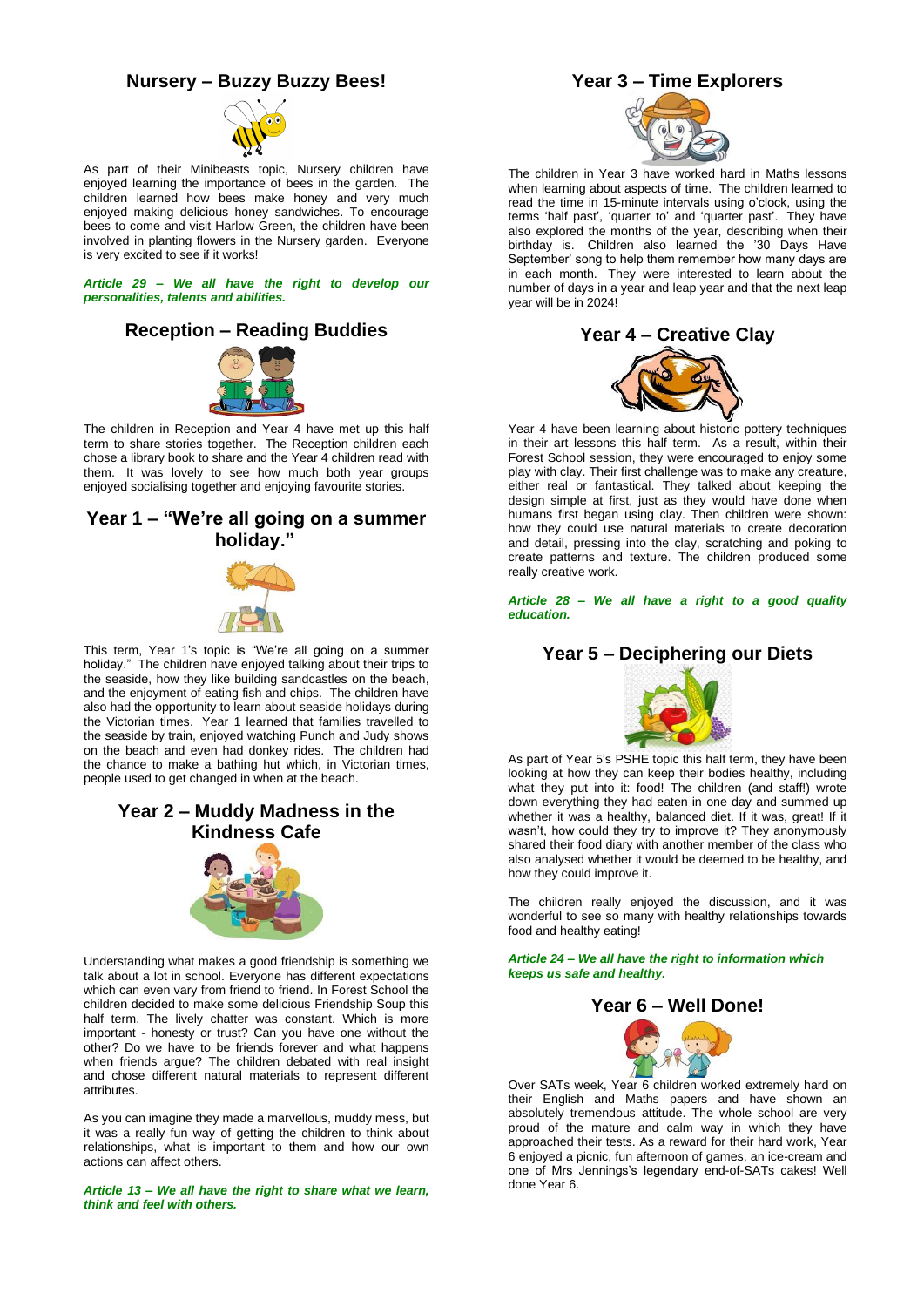## Nursery – Buzzy Buzzy Bees!

As part of their Minibeasts topic, Nursery children have enjoyed learning the importance of bees in the garden. The children learned how bees make honey and very much enjoyed making delicious honey sandwiches. To encourage bees to come and visit Harlow Green, the children have been involved in planting flowers in the Nursery garden. Everyone is very excited to see if it works!

***Article 29 – We all have the right to develop our personalities, talents and abilities.***

## Reception – Reading Buddies

The children in Reception and Year 4 have met up this half term to share stories together. The Reception children each chose a library book to share and the Year 4 children read with them. It was lovely to see how much both year groups enjoyed socialising together and enjoying favourite stories.

## Year 1 – "We're all going on a summer holiday."

This term, Year 1's topic is "We're all going on a summer holiday." The children have enjoyed talking about their trips to the seaside, how they like building sandcastles on the beach, and the enjoyment of eating fish and chips. The children have also had the opportunity to learn about seaside holidays during the Victorian times. Year 1 learned that families travelled to the seaside by train, enjoyed watching Punch and Judy shows on the beach and even had donkey rides. The children had the chance to make a bathing hut which, in Victorian times, people used to get changed in when at the beach.

## Year 2 – Muddy Madness in the Kindness Cafe

Understanding what makes a good friendship is something we talk about a lot in school. Everyone has different expectations which can even vary from friend to friend. In Forest School the children decided to make some delicious Friendship Soup this half term. The lively chatter was constant. Which is more important - honesty or trust? Can you have one without the other? Do we have to be friends forever and what happens when friends argue? The children debated with real insight and chose different natural materials to represent different attributes.

As you can imagine they made a marvellous, muddy mess, but it was a really fun way of getting the children to think about relationships, what is important to them and how our own actions can affect others.

***Article 13 – We all have the right to share what we learn, think and feel with others.***

## Year 3 – Time Explorers

The children in Year 3 have worked hard in Maths lessons when learning about aspects of time. The children learned to read the time in 15-minute intervals using o'clock, using the terms 'half past', 'quarter to' and 'quarter past'. They have also explored the months of the year, describing when their birthday is. Children also learned the '30 Days Have September' song to help them remember how many days are in each month. They were interested to learn about the number of days in a year and leap year and that the next leap year will be in 2024!

## Year 4 – Creative Clay

Year 4 have been learning about historic pottery techniques in their art lessons this half term. As a result, within their Forest School session, they were encouraged to enjoy some play with clay. Their first challenge was to make any creature, either real or fantastical. They talked about keeping the design simple at first, just as they would have done when humans first began using clay. Then children were shown: how they could use natural materials to create decoration and detail, pressing into the clay, scratching and poking to create patterns and texture. The children produced some really creative work.

***Article 28 – We all have a right to a good quality education.***

## Year 5 – Deciphering our Diets

As part of Year 5's PSHE topic this half term, they have been looking at how they can keep their bodies healthy, including what they put into it: food! The children (and staff!) wrote down everything they had eaten in one day and summed up whether it was a healthy, balanced diet. If it was, great! If it wasn't, how could they try to improve it? They anonymously shared their food diary with another member of the class who also analysed whether it would be deemed to be healthy, and how they could improve it.

The children really enjoyed the discussion, and it was wonderful to see so many with healthy relationships towards food and healthy eating!

***Article 24 – We all have the right to information which keeps us safe and healthy.***

## Year 6 – Well Done!

Over SATs week, Year 6 children worked extremely hard on their English and Maths papers and have shown an absolutely tremendous attitude. The whole school are very proud of the mature and calm way in which they have approached their tests. As a reward for their hard work, Year 6 enjoyed a picnic, fun afternoon of games, an ice-cream and one of Mrs Jennings's legendary end-of-SATs cakes! Well done Year 6.